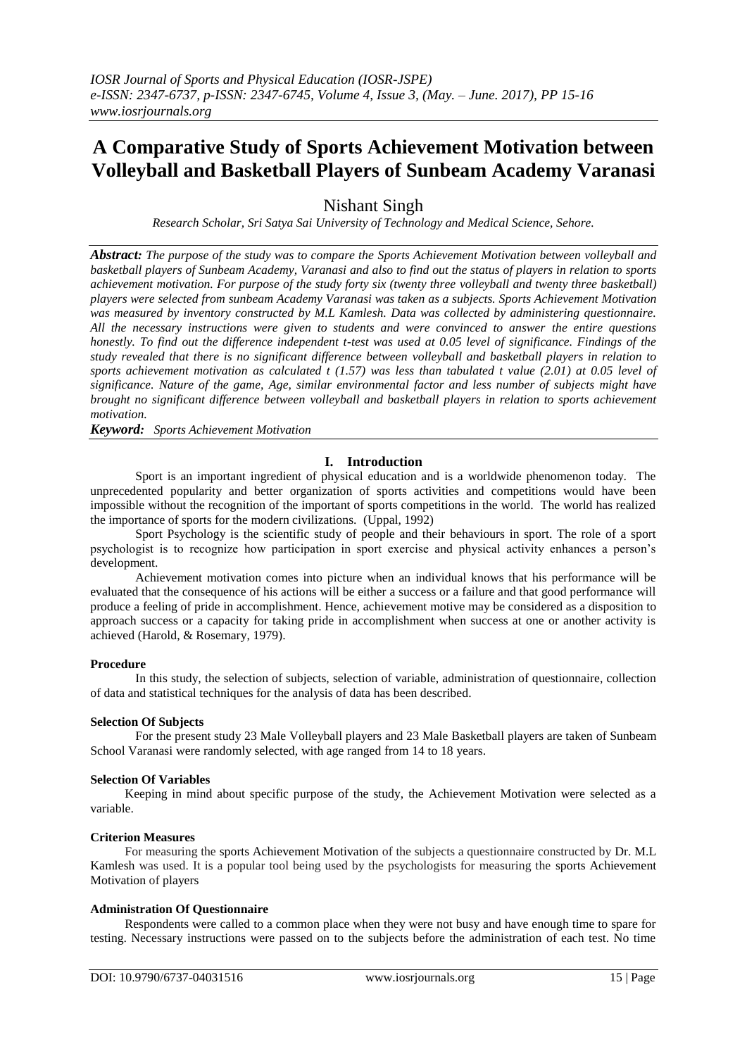# A Comparative Study of Sports Achievement Motivation between Volleyball and Basketball Players of Sunbeam Academy Varanasi

Nishant Singh

*Research Scholar, Sri Satya Sai University of Technology and Medical Science, Sehore.*

***Abstract:*** *The purpose of the study was to compare the Sports Achievement Motivation between volleyball and basketball players of Sunbeam Academy, Varanasi and also to find out the status of players in relation to sports achievement motivation. For purpose of the study forty six (twenty three volleyball and twenty three basketball) players were selected from sunbeam Academy Varanasi was taken as a subjects. Sports Achievement Motivation was measured by inventory constructed by M.L Kamlesh. Data was collected by administering questionnaire. All the necessary instructions were given to students and were convinced to answer the entire questions honestly. To find out the difference independent t-test was used at 0.05 level of significance. Findings of the study revealed that there is no significant difference between volleyball and basketball players in relation to sports achievement motivation as calculated t (1.57) was less than tabulated t value (2.01) at 0.05 level of significance. Nature of the game, Age, similar environmental factor and less number of subjects might have brought no significant difference between volleyball and basketball players in relation to sports achievement motivation.*

***Keyword:*** *Sports Achievement Motivation*

## I. Introduction

Sport is an important ingredient of physical education and is a worldwide phenomenon today. The unprecedented popularity and better organization of sports activities and competitions would have been impossible without the recognition of the important of sports competitions in the world. The world has realized the importance of sports for the modern civilizations. (Uppal, 1992)

Sport Psychology is the scientific study of people and their behaviours in sport. The role of a sport psychologist is to recognize how participation in sport exercise and physical activity enhances a person's development.

Achievement motivation comes into picture when an individual knows that his performance will be evaluated that the consequence of his actions will be either a success or a failure and that good performance will produce a feeling of pride in accomplishment. Hence, achievement motive may be considered as a disposition to approach success or a capacity for taking pride in accomplishment when success at one or another activity is achieved (Harold, & Rosemary, 1979).

### Procedure

In this study, the selection of subjects, selection of variable, administration of questionnaire, collection of data and statistical techniques for the analysis of data has been described.

### Selection Of Subjects

For the present study 23 Male Volleyball players and 23 Male Basketball players are taken of Sunbeam School Varanasi were randomly selected, with age ranged from 14 to 18 years.

### Selection Of Variables

Keeping in mind about specific purpose of the study, the Achievement Motivation were selected as a variable.

### Criterion Measures

For measuring the sports Achievement Motivation of the subjects a questionnaire constructed by Dr. M.L Kamlesh was used. It is a popular tool being used by the psychologists for measuring the sports Achievement Motivation of players

### Administration Of Questionnaire

Respondents were called to a common place when they were not busy and have enough time to spare for testing. Necessary instructions were passed on to the subjects before the administration of each test. No time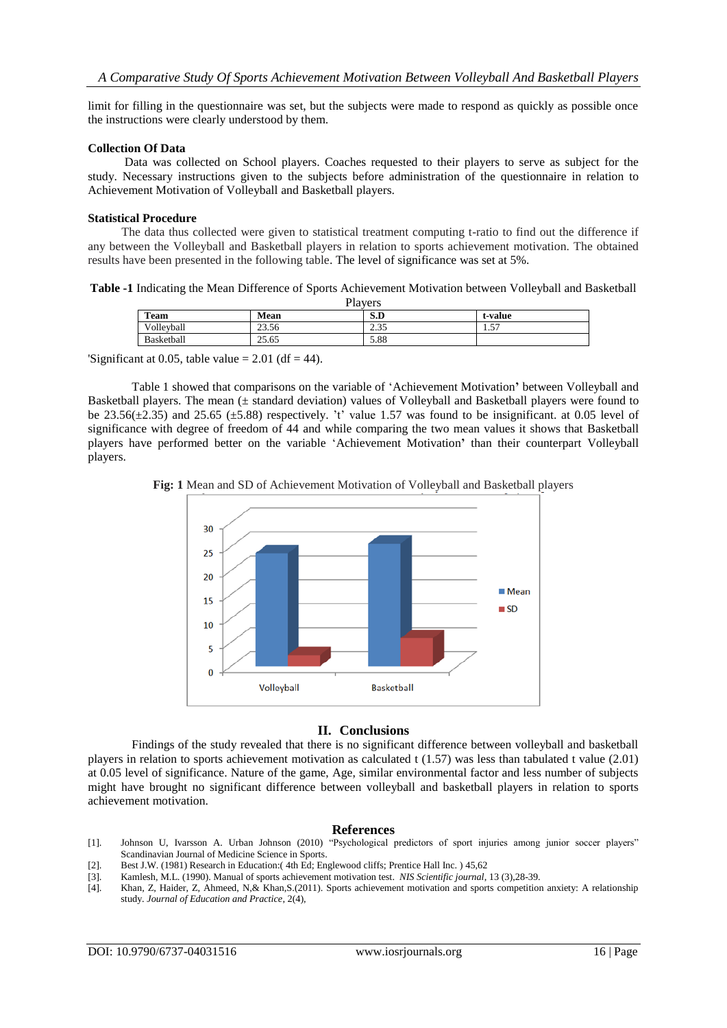limit for filling in the questionnaire was set, but the subjects were made to respond as quickly as possible once the instructions were clearly understood by them.

**Collection Of Data**

Data was collected on School players. Coaches requested to their players to serve as subject for the study. Necessary instructions given to the subjects before administration of the questionnaire in relation to Achievement Motivation of Volleyball and Basketball players.

**Statistical Procedure**

The data thus collected were given to statistical treatment computing t-ratio to find out the difference if any between the Volleyball and Basketball players in relation to sports achievement motivation. The obtained results have been presented in the following table. The level of significance was set at 5%.

**Table -1** Indicating the Mean Difference of Sports Achievement Motivation between Volleyball and Basketball Players

| Team | Mean | S.D | t-value |
|---|---|---|---|
| Volleyball | 23.56 | 2.35 | 1.57 |
| Basketball | 25.65 | 5.88 | |

'Significant at 0.05, table value = 2.01 (df = 44).

Table 1 showed that comparisons on the variable of 'Achievement Motivation' between Volleyball and Basketball players. The mean (± standard deviation) values of Volleyball and Basketball players were found to be 23.56(±2.35) and 25.65 (±5.88) respectively. 't' value 1.57 was found to be insignificant. at 0.05 level of significance with degree of freedom of 44 and while comparing the two mean values it shows that Basketball players have performed better on the variable 'Achievement Motivation' than their counterpart Volleyball players.

**Fig: 1** Mean and SD of Achievement Motivation of Volleyball and Basketball players

30
25
20
15
10
5
0
Volleyball
Basketball
Mean
SD

## II. Conclusions

Findings of the study revealed that there is no significant difference between volleyball and basketball players in relation to sports achievement motivation as calculated t (1.57) was less than tabulated t value (2.01) at 0.05 level of significance. Nature of the game, Age, similar environmental factor and less number of subjects might have brought no significant difference between volleyball and basketball players in relation to sports achievement motivation.

## References

[1]. Johnson U, Ivarsson A. Urban Johnson (2010) "Psychological predictors of sport injuries among junior soccer players" Scandinavian Journal of Medicine Science in Sports.

[2]. Best J.W. (1981) Research in Education:( 4th Ed; Englewood cliffs; Prentice Hall Inc. ) 45,62

[3]. Kamlesh, M.L. (1990). Manual of sports achievement motivation test. *NIS Scientific journal*, 13 (3),28-39.

[4]. Khan, Z, Haider, Z, Ahmeed, N,& Khan,S.(2011). Sports achievement motivation and sports competition anxiety: A relationship study. *Journal of Education and Practice*, 2(4),